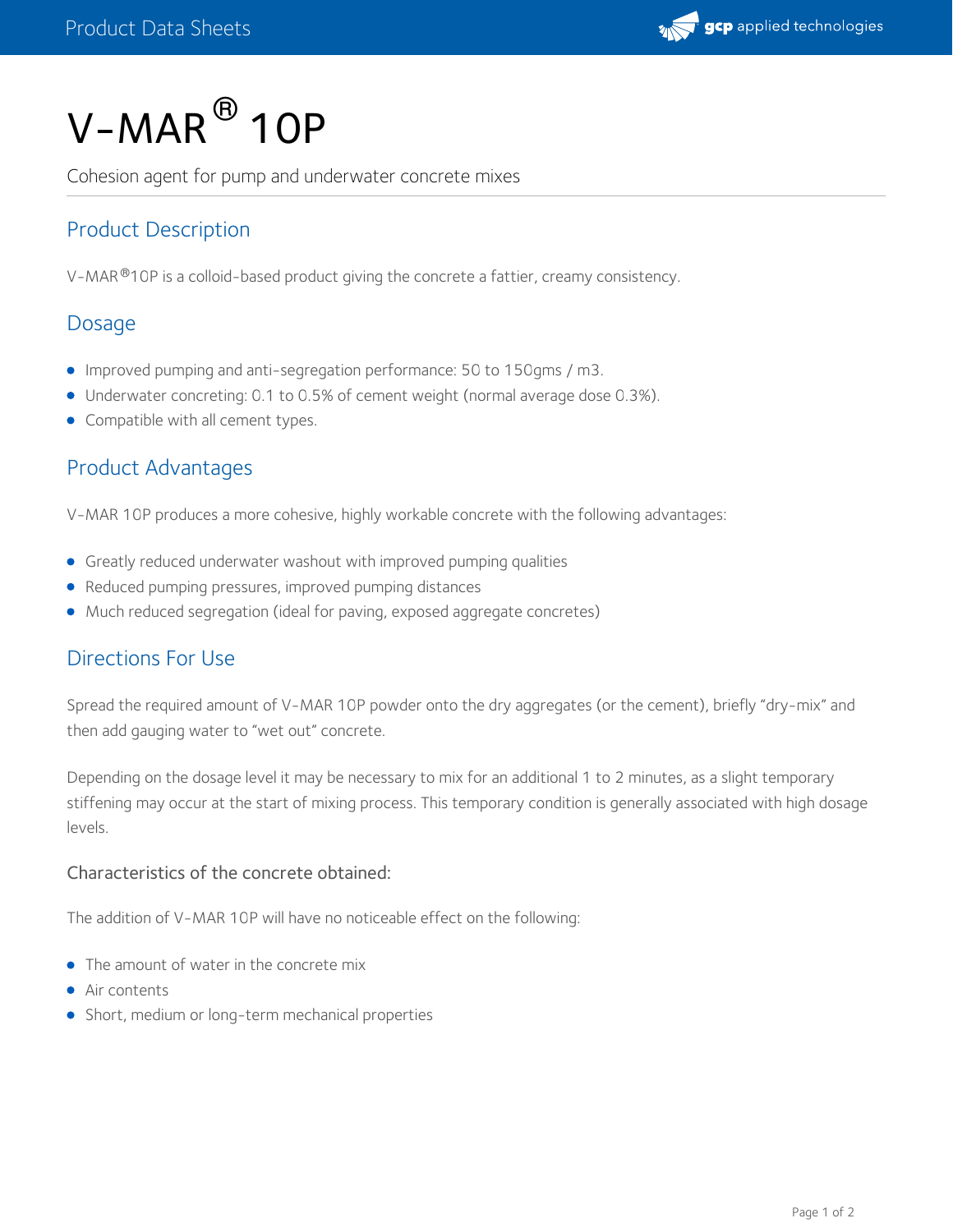# V-MAR® 10P

Cohesion agent for pump and underwater concrete mixes

## Product Description

V-MAR®10P is a colloid-based product giving the concrete a fattier, creamy consistency.

## Dosage

- Improved pumping and anti-segregation performance: 50 to 150gms / m3.
- Underwater concreting: 0.1 to 0.5% of cement weight (normal average dose 0.3%).
- Compatible with all cement types.

## Product Advantages

V-MAR 10P produces a more cohesive, highly workable concrete with the following advantages:

- Greatly reduced underwater washout with improved pumping qualities
- Reduced pumping pressures, improved pumping distances
- Much reduced segregation (ideal for paving, exposed aggregate concretes)

## Directions For Use

Spread the required amount of V-MAR 10P powder onto the dry aggregates (or the cement), briefly "dry-mix" and then add gauging water to "wet out" concrete.

Depending on the dosage level it may be necessary to mix for an additional 1 to 2 minutes, as a slight temporary stiffening may occur at the start of mixing process. This temporary condition is generally associated with high dosage levels.

### Characteristics of the concrete obtained:

The addition of V-MAR 10P will have no noticeable effect on the following:

- The amount of water in the concrete mix
- Air contents
- Short, medium or long-term mechanical properties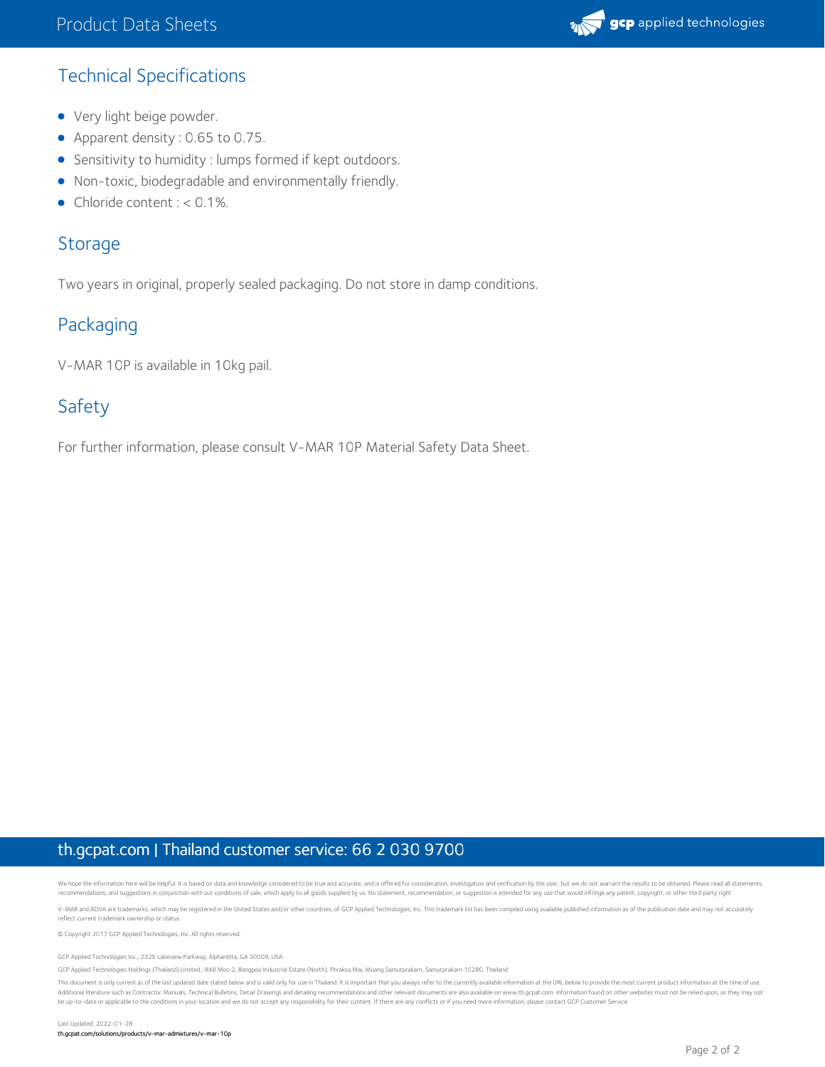## Technical Specifications

- Very light beige powder.
- Apparent density : 0.65 to 0.75.
- Sensitivity to humidity : lumps formed if kept outdoors.
- Non-toxic, biodegradable and environmentally friendly.
- Chloride content : < 0.1%.

## Storage

Two years in original, properly sealed packaging. Do not store in damp conditions.

## Packaging

V-MAR 10P is available in 10kg pail.

## Safety

For further information, please consult V-MAR 10P Material Safety Data Sheet.

th.gcpat.com | Thailand customer service: 66 2 030 9700

We hope the information here will be helpful. It is based on data and knowledge considered to be true and accurate, and is offered for consideration, investigation and verification by the user, but we do not warrant the results to be obtained. Please read all statements, recommendations, and suggestions in conjunction with our conditions of sale, which apply to all goods supplied by us. No statement, recommendation, or suggestion is intended for any use that would infringe any patent, copyright, or other third party right.

V-MAR and ADVA are trademarks, which may be registered in the United States and/or other countries, of GCP Applied Technologies, Inc. This trademark list has been compiled using available published information as of the publication date and may not accurately reflect current trademark ownership or status.

© Copyright 2017 GCP Applied Technologies, Inc. All rights reserved.

GCP Applied Technologies Inc., 2325 Lakeview Parkway, Alpharetta, GA 30009, USA

GCP Applied Technologies Holdings (Thailand) Limited., 848 Moo 2, Bangpoo Industrial Estate (North), Phraksa Mai, Muang Samutprakarn, Samutprakarn 10280, Thailand

This document is only current as of the last updated date stated below and is valid only for use in Thailand. It is important that you always refer to the currently available information at the URL below to provide the most current product information at the time of use. Additional literature such as Contractor Manuals, Technical Bulletins, Detail Drawings and detailing recommendations and other relevant documents are also available on www.th.gcpat.com. Information found on other websites must not be relied upon, as they may not be up-to-date or applicable to the conditions in your location and we do not accept any responsibility for their content. If there are any conflicts or if you need more information, please contact GCP Customer Service.

Last Updated: 2022-01-28

th.gcpat.com/solutions/products/v-mar-admixtures/v-mar-10p